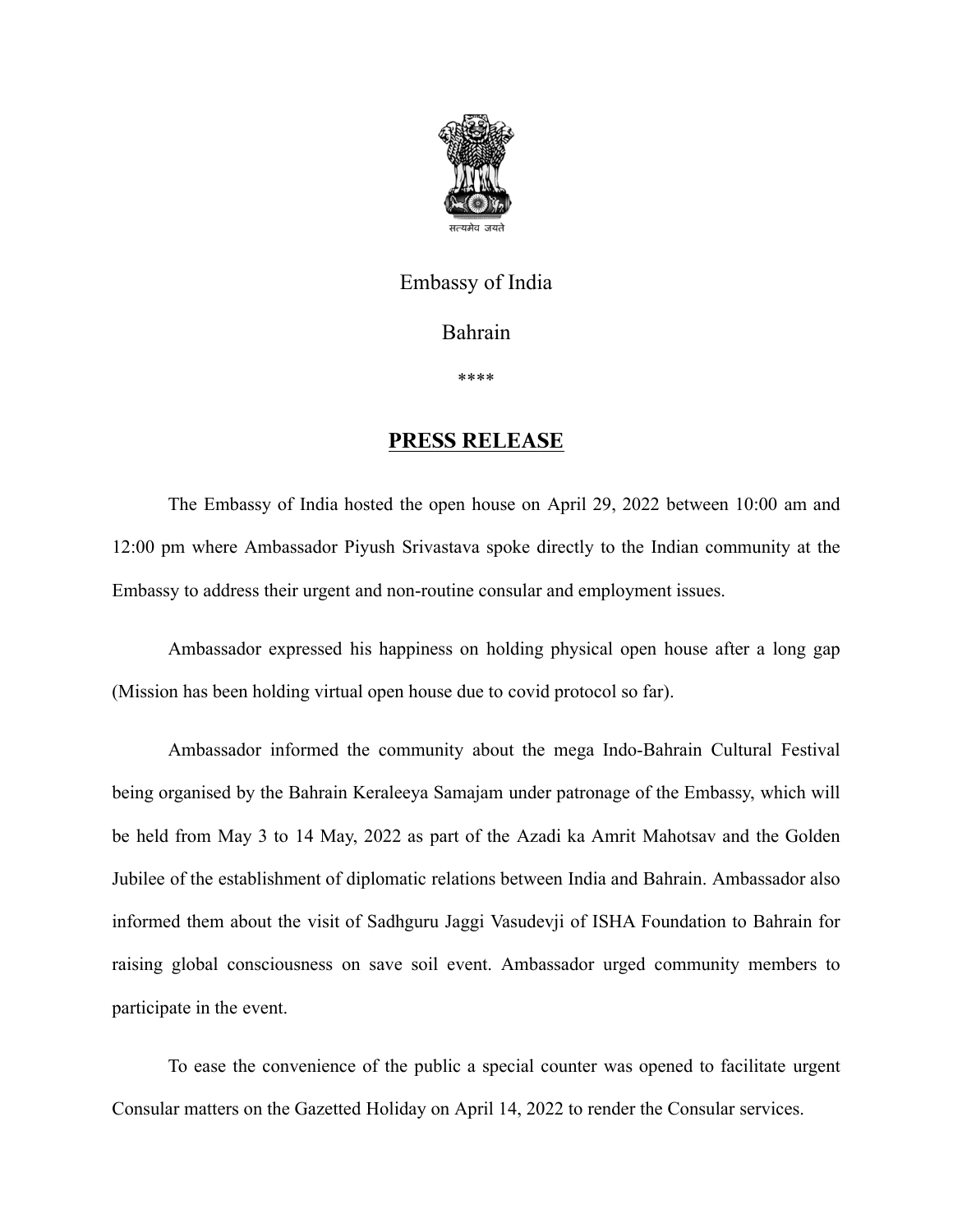सत्यमेव जयते

Embassy of India

Bahrain

****

# PRESS RELEASE

The Embassy of India hosted the open house on April 29, 2022 between 10:00 am and 12:00 pm where Ambassador Piyush Srivastava spoke directly to the Indian community at the Embassy to address their urgent and non-routine consular and employment issues.

Ambassador expressed his happiness on holding physical open house after a long gap (Mission has been holding virtual open house due to covid protocol so far).

Ambassador informed the community about the mega Indo-Bahrain Cultural Festival being organised by the Bahrain Keraleeya Samajam under patronage of the Embassy, which will be held from May 3 to 14 May, 2022 as part of the Azadi ka Amrit Mahotsav and the Golden Jubilee of the establishment of diplomatic relations between India and Bahrain. Ambassador also informed them about the visit of Sadhguru Jaggi Vasudevji of ISHA Foundation to Bahrain for raising global consciousness on save soil event. Ambassador urged community members to participate in the event.

To ease the convenience of the public a special counter was opened to facilitate urgent Consular matters on the Gazetted Holiday on April 14, 2022 to render the Consular services.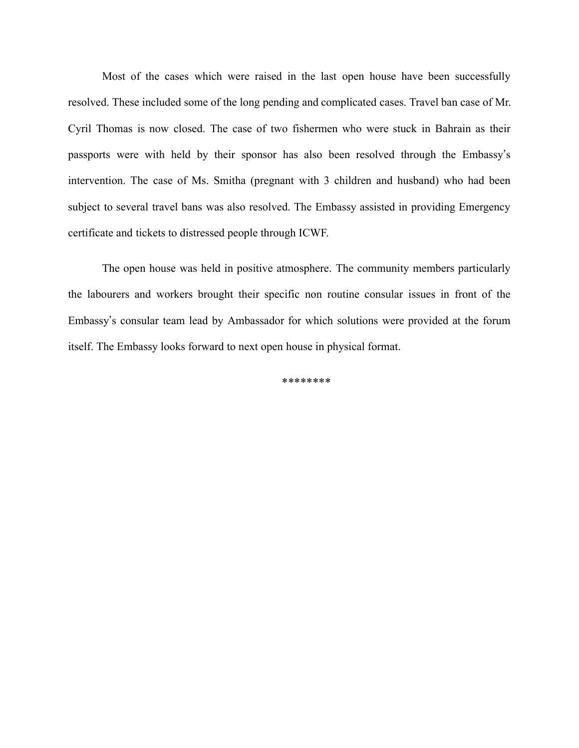Most of the cases which were raised in the last open house have been successfully resolved. These included some of the long pending and complicated cases. Travel ban case of Mr. Cyril Thomas is now closed. The case of two fishermen who were stuck in Bahrain as their passports were with held by their sponsor has also been resolved through the Embassy's intervention. The case of Ms. Smitha (pregnant with 3 children and husband) who had been subject to several travel bans was also resolved. The Embassy assisted in providing Emergency certificate and tickets to distressed people through ICWF.

The open house was held in positive atmosphere. The community members particularly the labourers and workers brought their specific non routine consular issues in front of the Embassy's consular team lead by Ambassador for which solutions were provided at the forum itself. The Embassy looks forward to next open house in physical format.

********